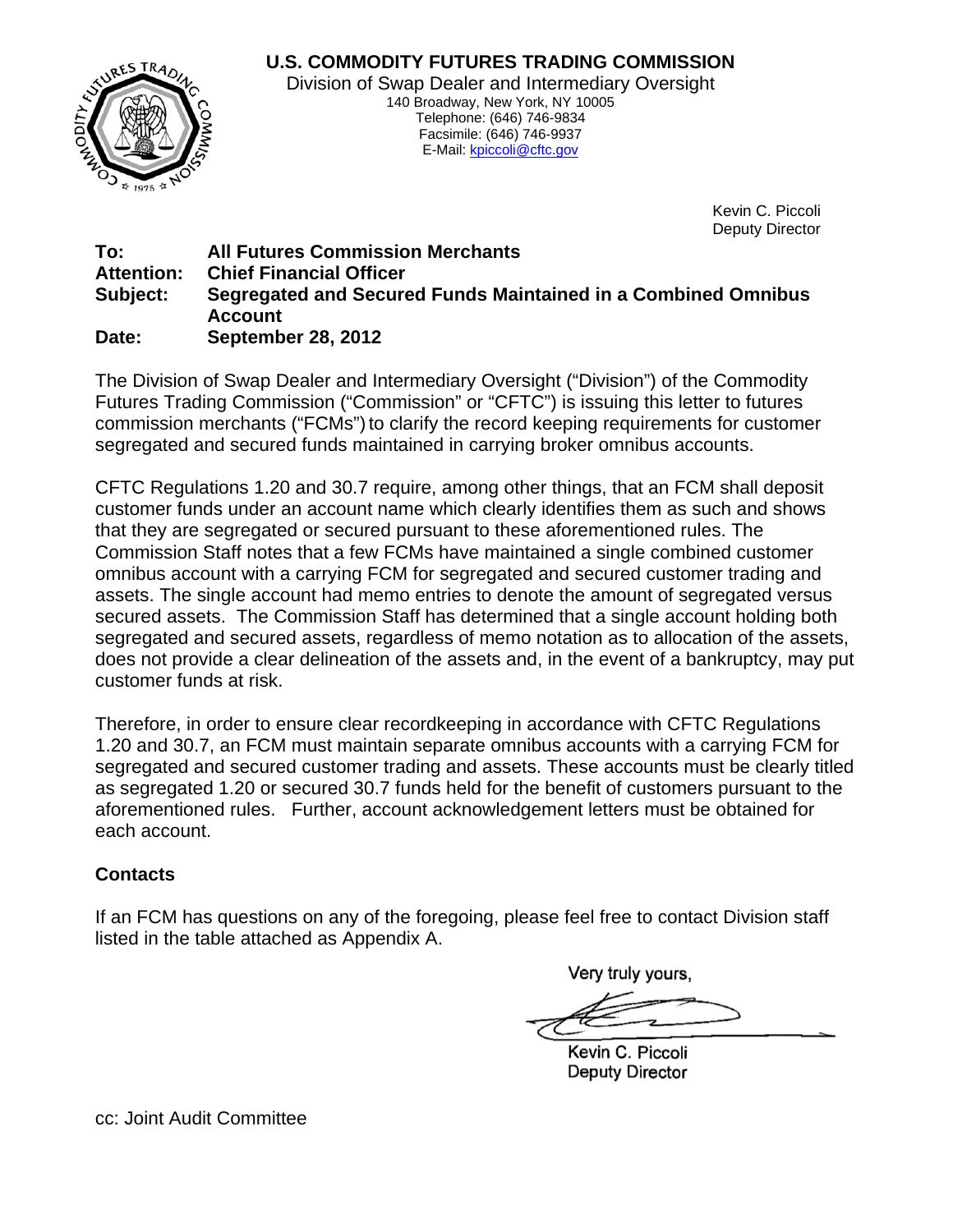# U.S. COMMODITY FUTURES TRADING COMMISSION

Division of Swap Dealer and Intermediary Oversight
140 Broadway, New York, NY 10005
Telephone: (646) 746-9834
Facsimile: (646) 746-9937
E-Mail: kpiccoli@cftc.gov

Kevin C. Piccoli
Deputy Director

**To:** **All Futures Commission Merchants**
**Attention:** **Chief Financial Officer**
**Subject:** **Segregated and Secured Funds Maintained in a Combined Omnibus Account**
**Date:** **September 28, 2012**

The Division of Swap Dealer and Intermediary Oversight ("Division") of the Commodity Futures Trading Commission ("Commission" or "CFTC") is issuing this letter to futures commission merchants ("FCMs") to clarify the record keeping requirements for customer segregated and secured funds maintained in carrying broker omnibus accounts.

CFTC Regulations 1.20 and 30.7 require, among other things, that an FCM shall deposit customer funds under an account name which clearly identifies them as such and shows that they are segregated or secured pursuant to these aforementioned rules. The Commission Staff notes that a few FCMs have maintained a single combined customer omnibus account with a carrying FCM for segregated and secured customer trading and assets. The single account had memo entries to denote the amount of segregated versus secured assets. The Commission Staff has determined that a single account holding both segregated and secured assets, regardless of memo notation as to allocation of the assets, does not provide a clear delineation of the assets and, in the event of a bankruptcy, may put customer funds at risk.

Therefore, in order to ensure clear recordkeeping in accordance with CFTC Regulations 1.20 and 30.7, an FCM must maintain separate omnibus accounts with a carrying FCM for segregated and secured customer trading and assets. These accounts must be clearly titled as segregated 1.20 or secured 30.7 funds held for the benefit of customers pursuant to the aforementioned rules. Further, account acknowledgement letters must be obtained for each account.

## Contacts

If an FCM has questions on any of the foregoing, please feel free to contact Division staff listed in the table attached as Appendix A.

Very truly yours,

Kevin C. Piccoli
Deputy Director

cc: Joint Audit Committee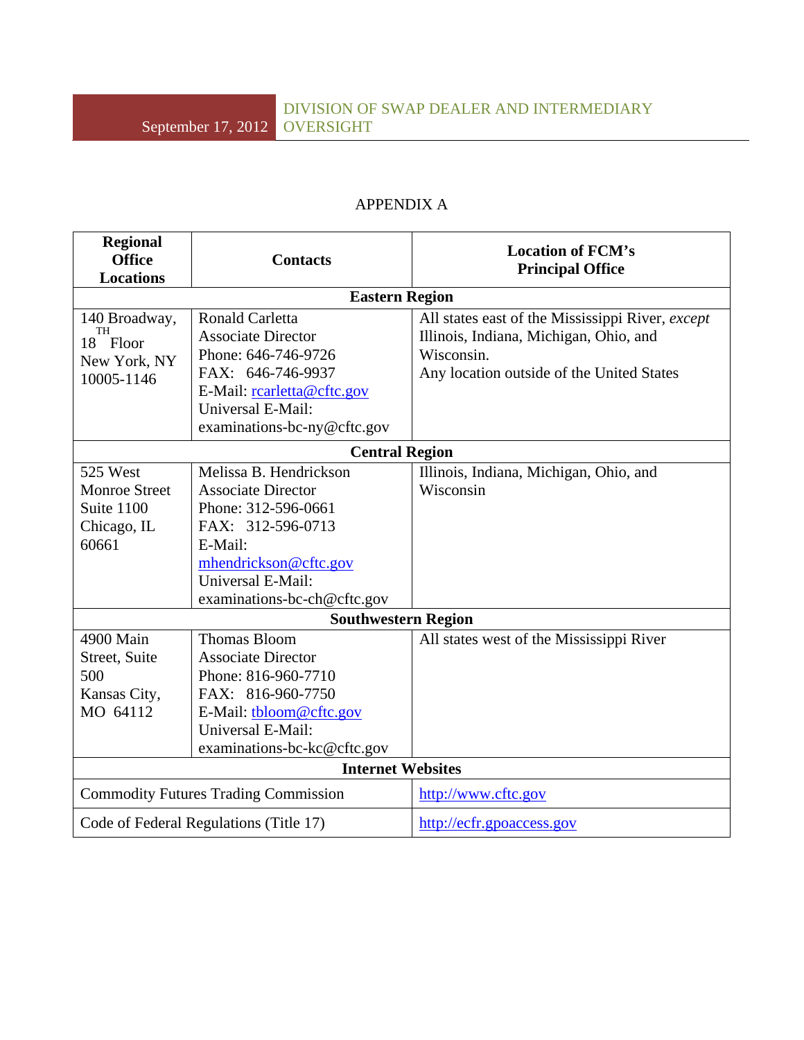# APPENDIX A

| Regional Office Locations | Contacts | Location of FCM's Principal Office |
|---|---|---|
| **Eastern Region** | | |
| 140 Broadway, 18TH Floor New York, NY 10005-1146 | Ronald Carletta<br>Associate Director<br>Phone: 646-746-9726<br>FAX: 646-746-9937<br>E-Mail: rcarletta@cftc.gov<br>Universal E-Mail: examinations-bc-ny@cftc.gov | All states east of the Mississippi River, *except* Illinois, Indiana, Michigan, Ohio, and Wisconsin.<br>Any location outside of the United States |
| **Central Region** | | |
| 525 West Monroe Street Suite 1100 Chicago, IL 60661 | Melissa B. Hendrickson<br>Associate Director<br>Phone: 312-596-0661<br>FAX: 312-596-0713<br>E-Mail: mhendrickson@cftc.gov<br>Universal E-Mail: examinations-bc-ch@cftc.gov | Illinois, Indiana, Michigan, Ohio, and Wisconsin |
| **Southwestern Region** | | |
| 4900 Main Street, Suite 500 Kansas City, MO 64112 | Thomas Bloom<br>Associate Director<br>Phone: 816-960-7710<br>FAX: 816-960-7750<br>E-Mail: tbloom@cftc.gov<br>Universal E-Mail: examinations-bc-kc@cftc.gov | All states west of the Mississippi River |
| **Internet Websites** | | |
| Commodity Futures Trading Commission | | http://www.cftc.gov |
| Code of Federal Regulations (Title 17) | | http://ecfr.gpoaccess.gov |